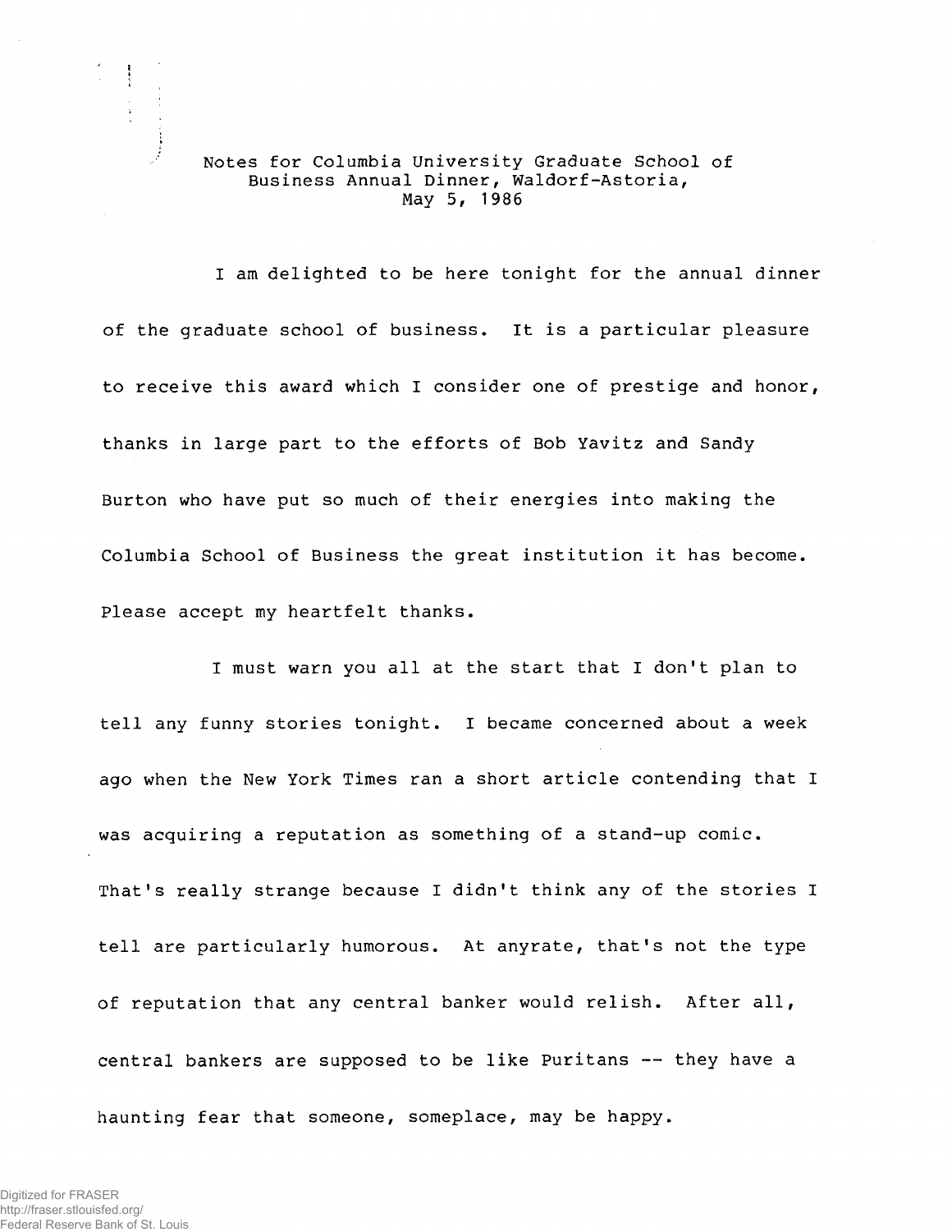Notes for Columbia University Graduate School of Business Annual Dinner, Waldorf-Astoria, May 5, 1986

I am delighted to be here tonight for the annual dinner of the graduate school of business. It is a particular pleasure to receive this award which I consider one of prestige and honor, thanks in large part to the efforts of Bob Yavitz and Sandy Burton who have put so much of their energies into making the Columbia School of Business the great institution it has become. Please accept my heartfelt thanks.

I must warn you all at the start that I don't plan to tell any funny stories tonight. I became concerned about a week ago when the New York Times ran a short article contending that I was acquiring a reputation as something of a stand-up comic. That's really strange because I didn't think any of the stories I tell are particularly humorous. At anyrate, that's not the type of reputation that any central banker would relish. After all, central bankers are supposed to be like Puritans -- they have a haunting fear that someone, someplace, may be happy.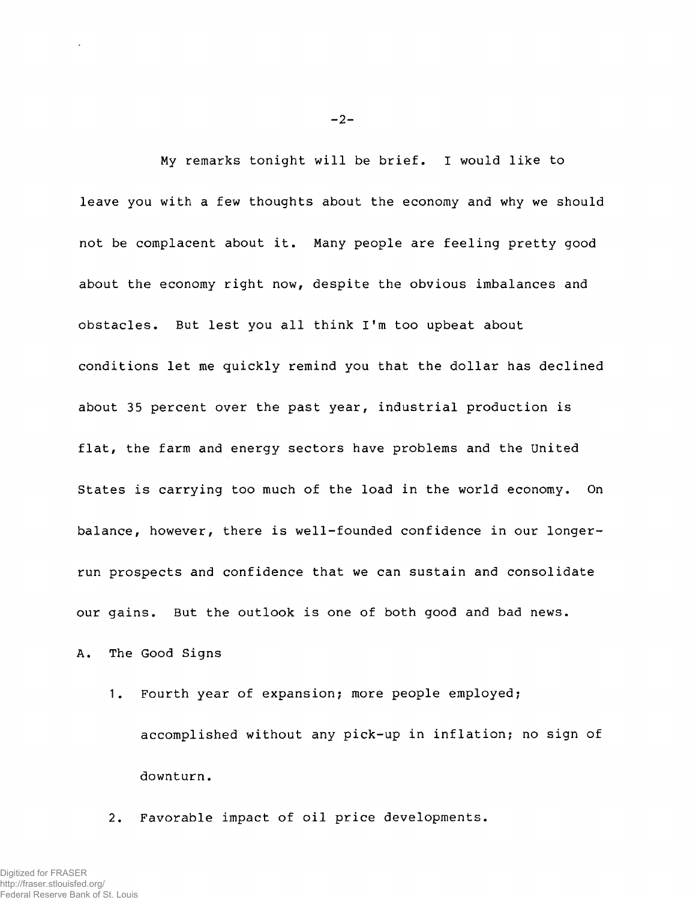My remarks tonight will be brief. I would like to leave you with a few thoughts about the economy and why we should not be complacent about it. Many people are feeling pretty good about the economy right now, despite the obvious imbalances and obstacles. But lest you all think I'm too upbeat about conditions let me quickly remind you that the dollar has declined about 35 percent over the past year, industrial production is flat, the farm and energy sectors have problems and the United States is carrying too much of the load in the world economy. On balance, however, there is well-founded confidence in our longer-run prospects and confidence that we can sustain and consolidate our gains. But the outlook is one of both good and bad news.

A. The Good Signs

1. Fourth year of expansion; more people employed; accomplished without any pick-up in inflation; no sign of downturn.

2. Favorable impact of oil price developments.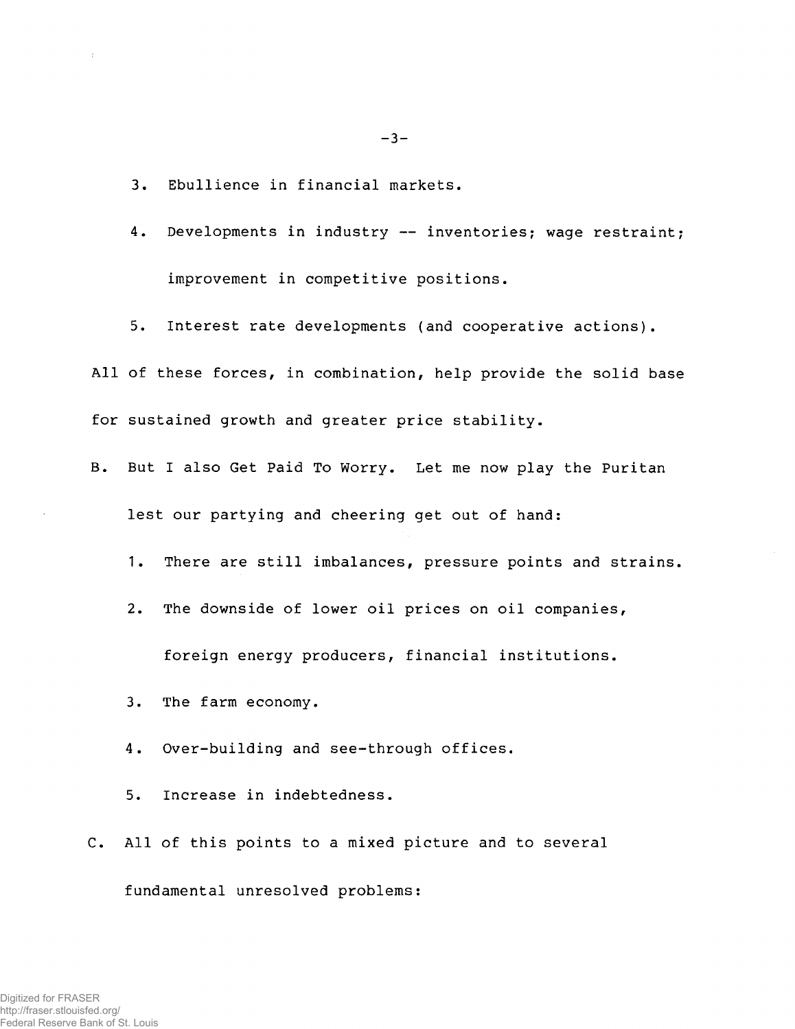3. Ebullience in financial markets.

4. Developments in industry -- inventories; wage restraint; improvement in competitive positions.

5. Interest rate developments (and cooperative actions).

All of these forces, in combination, help provide the solid base for sustained growth and greater price stability.

B. But I also Get Paid To Worry. Let me now play the Puritan lest our partying and cheering get out of hand:

   1. There are still imbalances, pressure points and strains.

   2. The downside of lower oil prices on oil companies, foreign energy producers, financial institutions.

   3. The farm economy.

   4. Over-building and see-through offices.

   5. Increase in indebtedness.

C. All of this points to a mixed picture and to several fundamental unresolved problems: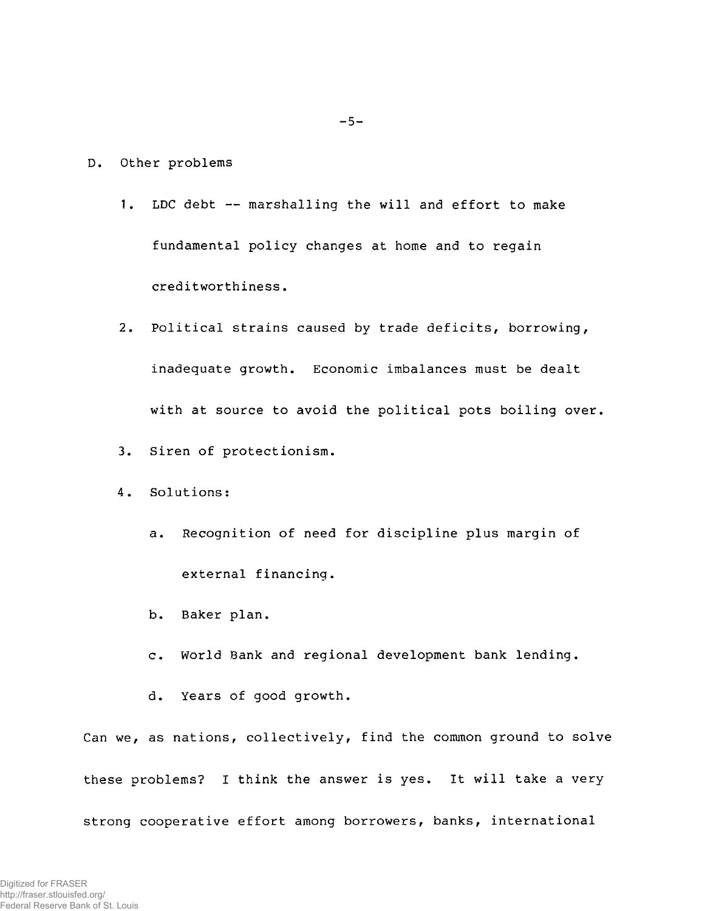D. Other problems

1. LDC debt -- marshalling the will and effort to make fundamental policy changes at home and to regain creditworthiness.

2. Political strains caused by trade deficits, borrowing, inadequate growth. Economic imbalances must be dealt with at source to avoid the political pots boiling over.

3. Siren of protectionism.

4. Solutions:

   a. Recognition of need for discipline plus margin of external financing.

   b. Baker plan.

   c. World Bank and regional development bank lending.

   d. Years of good growth.

Can we, as nations, collectively, find the common ground to solve these problems? I think the answer is yes. It will take a very strong cooperative effort among borrowers, banks, international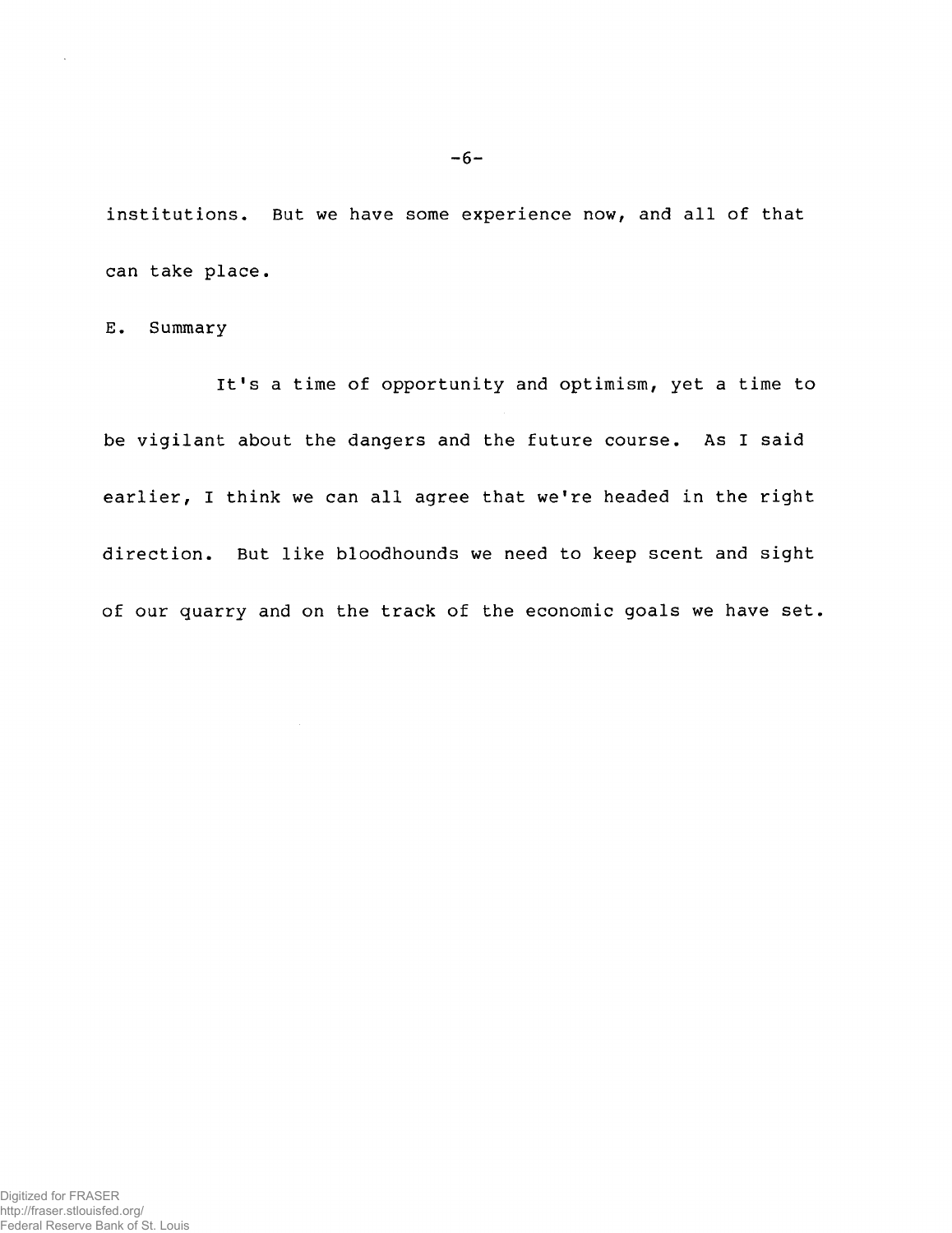institutions. But we have some experience now, and all of that can take place.

E. Summary

It's a time of opportunity and optimism, yet a time to be vigilant about the dangers and the future course. As I said earlier, I think we can all agree that we're headed in the right direction. But like bloodhounds we need to keep scent and sight of our quarry and on the track of the economic goals we have set.